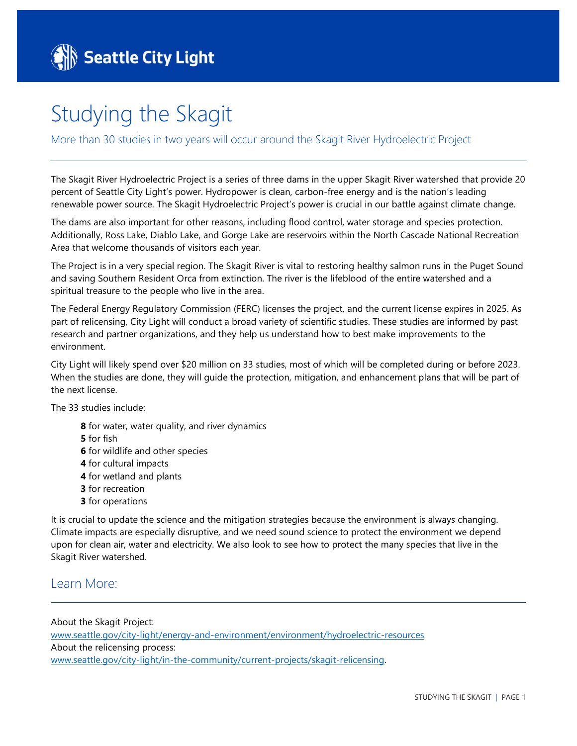Seattle City Light

# Studying the Skagit

More than 30 studies in two years will occur around the Skagit River Hydroelectric Project

The Skagit River Hydroelectric Project is a series of three dams in the upper Skagit River watershed that provide 20 percent of Seattle City Light's power. Hydropower is clean, carbon-free energy and is the nation's leading renewable power source. The Skagit Hydroelectric Project's power is crucial in our battle against climate change.

The dams are also important for other reasons, including flood control, water storage and species protection. Additionally, Ross Lake, Diablo Lake, and Gorge Lake are reservoirs within the North Cascade National Recreation Area that welcome thousands of visitors each year.

The Project is in a very special region. The Skagit River is vital to restoring healthy salmon runs in the Puget Sound and saving Southern Resident Orca from extinction. The river is the lifeblood of the entire watershed and a spiritual treasure to the people who live in the area.

The Federal Energy Regulatory Commission (FERC) licenses the project, and the current license expires in 2025. As part of relicensing, City Light will conduct a broad variety of scientific studies. These studies are informed by past research and partner organizations, and they help us understand how to best make improvements to the environment.

City Light will likely spend over $20 million on 33 studies, most of which will be completed during or before 2023. When the studies are done, they will guide the protection, mitigation, and enhancement plans that will be part of the next license.

The 33 studies include:

- **8** for water, water quality, and river dynamics
- **5** for fish
- **6** for wildlife and other species
- **4** for cultural impacts
- **4** for wetland and plants
- **3** for recreation
- **3** for operations

It is crucial to update the science and the mitigation strategies because the environment is always changing. Climate impacts are especially disruptive, and we need sound science to protect the environment we depend upon for clean air, water and electricity. We also look to see how to protect the many species that live in the Skagit River watershed.

## Learn More:

About the Skagit Project:
www.seattle.gov/city-light/energy-and-environment/environment/hydroelectric-resources
About the relicensing process:
www.seattle.gov/city-light/in-the-community/current-projects/skagit-relicensing.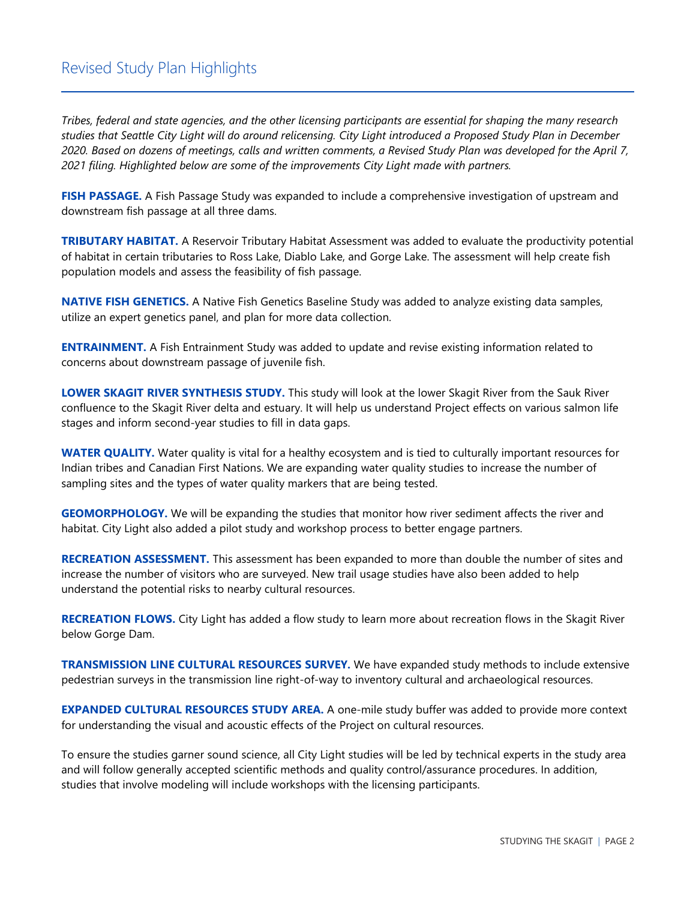## Revised Study Plan Highlights

*Tribes, federal and state agencies, and the other licensing participants are essential for shaping the many research studies that Seattle City Light will do around relicensing. City Light introduced a Proposed Study Plan in December 2020. Based on dozens of meetings, calls and written comments, a Revised Study Plan was developed for the April 7, 2021 filing. Highlighted below are some of the improvements City Light made with partners.*

**FISH PASSAGE.** A Fish Passage Study was expanded to include a comprehensive investigation of upstream and downstream fish passage at all three dams.

**TRIBUTARY HABITAT.** A Reservoir Tributary Habitat Assessment was added to evaluate the productivity potential of habitat in certain tributaries to Ross Lake, Diablo Lake, and Gorge Lake. The assessment will help create fish population models and assess the feasibility of fish passage.

**NATIVE FISH GENETICS.** A Native Fish Genetics Baseline Study was added to analyze existing data samples, utilize an expert genetics panel, and plan for more data collection.

**ENTRAINMENT.** A Fish Entrainment Study was added to update and revise existing information related to concerns about downstream passage of juvenile fish.

**LOWER SKAGIT RIVER SYNTHESIS STUDY.** This study will look at the lower Skagit River from the Sauk River confluence to the Skagit River delta and estuary. It will help us understand Project effects on various salmon life stages and inform second-year studies to fill in data gaps.

**WATER QUALITY.** Water quality is vital for a healthy ecosystem and is tied to culturally important resources for Indian tribes and Canadian First Nations. We are expanding water quality studies to increase the number of sampling sites and the types of water quality markers that are being tested.

**GEOMORPHOLOGY.** We will be expanding the studies that monitor how river sediment affects the river and habitat. City Light also added a pilot study and workshop process to better engage partners.

**RECREATION ASSESSMENT.** This assessment has been expanded to more than double the number of sites and increase the number of visitors who are surveyed. New trail usage studies have also been added to help understand the potential risks to nearby cultural resources.

**RECREATION FLOWS.** City Light has added a flow study to learn more about recreation flows in the Skagit River below Gorge Dam.

**TRANSMISSION LINE CULTURAL RESOURCES SURVEY.** We have expanded study methods to include extensive pedestrian surveys in the transmission line right-of-way to inventory cultural and archaeological resources.

**EXPANDED CULTURAL RESOURCES STUDY AREA.** A one-mile study buffer was added to provide more context for understanding the visual and acoustic effects of the Project on cultural resources.

To ensure the studies garner sound science, all City Light studies will be led by technical experts in the study area and will follow generally accepted scientific methods and quality control/assurance procedures. In addition, studies that involve modeling will include workshops with the licensing participants.